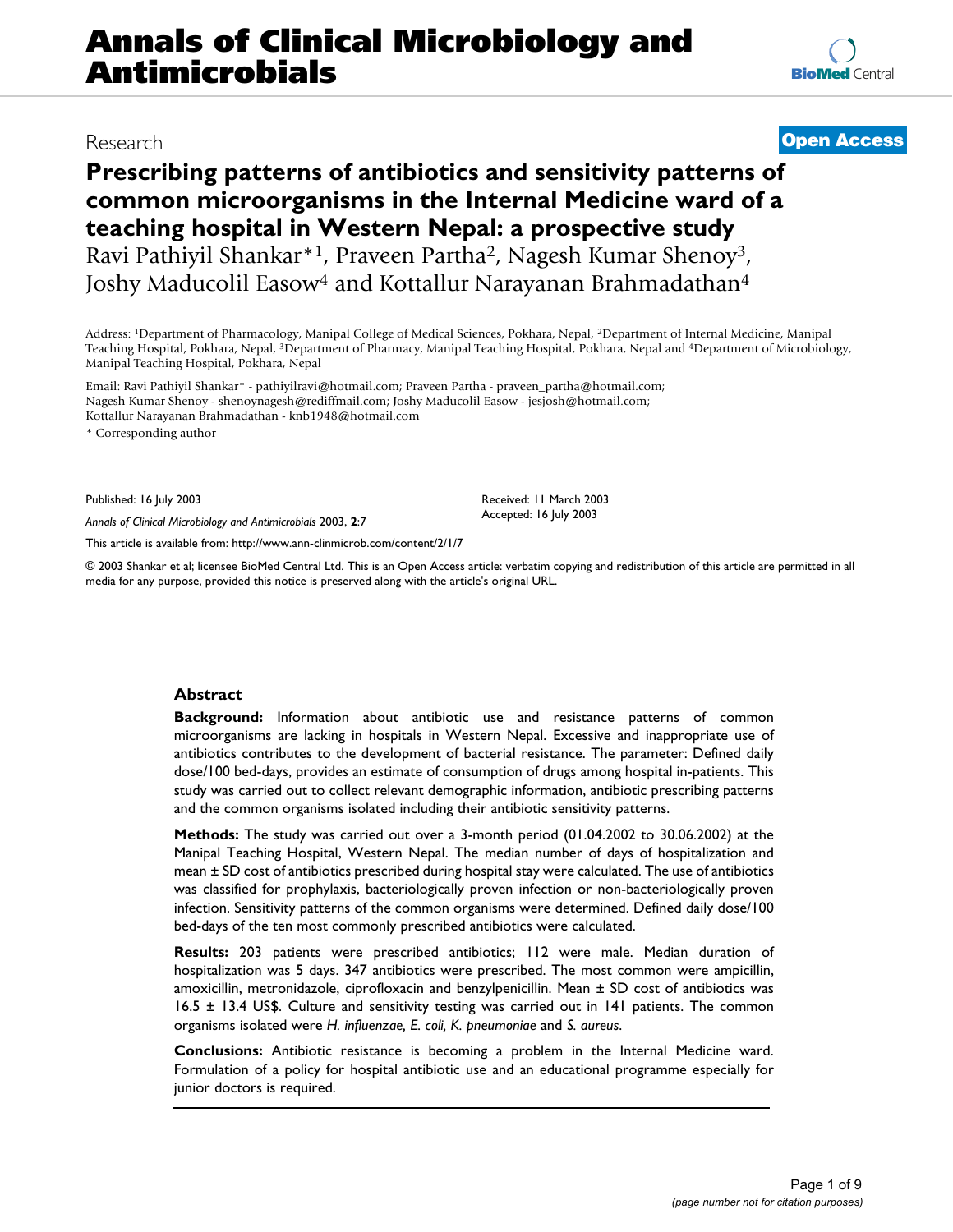Research

**Open Access**

# Prescribing patterns of antibiotics and sensitivity patterns of common microorganisms in the Internal Medicine ward of a teaching hospital in Western Nepal: a prospective study

Ravi Pathiyil Shankar*[1], Praveen Partha[2], Nagesh Kumar Shenoy[3], Joshy Maducolil Easow[4] and Kottallur Narayanan Brahmadathan[4]

Address: [1]Department of Pharmacology, Manipal College of Medical Sciences, Pokhara, Nepal, [2]Department of Internal Medicine, Manipal Teaching Hospital, Pokhara, Nepal, [3]Department of Pharmacy, Manipal Teaching Hospital, Pokhara, Nepal and [4]Department of Microbiology, Manipal Teaching Hospital, Pokhara, Nepal

Email: Ravi Pathiyil Shankar* - pathiyilravi@hotmail.com; Praveen Partha - praveen_partha@hotmail.com; Nagesh Kumar Shenoy - shenoynagesh@rediffmail.com; Joshy Maducolil Easow - jesjosh@hotmail.com; Kottallur Narayanan Brahmadathan - knb1948@hotmail.com

* Corresponding author

Published: 16 July 2003

*Annals of Clinical Microbiology and Antimicrobials* 2003, **2**:7

Received: 11 March 2003
Accepted: 16 July 2003

This article is available from: http://www.ann-clinmicrob.com/content/2/1/7

© 2003 Shankar et al; licensee BioMed Central Ltd. This is an Open Access article: verbatim copying and redistribution of this article are permitted in all media for any purpose, provided this notice is preserved along with the article's original URL.

## Abstract

**Background:** Information about antibiotic use and resistance patterns of common microorganisms are lacking in hospitals in Western Nepal. Excessive and inappropriate use of antibiotics contributes to the development of bacterial resistance. The parameter: Defined daily dose/100 bed-days, provides an estimate of consumption of drugs among hospital in-patients. This study was carried out to collect relevant demographic information, antibiotic prescribing patterns and the common organisms isolated including their antibiotic sensitivity patterns.

**Methods:** The study was carried out over a 3-month period (01.04.2002 to 30.06.2002) at the Manipal Teaching Hospital, Western Nepal. The median number of days of hospitalization and mean ± SD cost of antibiotics prescribed during hospital stay were calculated. The use of antibiotics was classified for prophylaxis, bacteriologically proven infection or non-bacteriologically proven infection. Sensitivity patterns of the common organisms were determined. Defined daily dose/100 bed-days of the ten most commonly prescribed antibiotics were calculated.

**Results:** 203 patients were prescribed antibiotics; 112 were male. Median duration of hospitalization was 5 days. 347 antibiotics were prescribed. The most common were ampicillin, amoxicillin, metronidazole, ciprofloxacin and benzylpenicillin. Mean ± SD cost of antibiotics was 16.5 ± 13.4 US$. Culture and sensitivity testing was carried out in 141 patients. The common organisms isolated were *H. influenzae, E. coli, K. pneumoniae* and *S. aureus*.

**Conclusions:** Antibiotic resistance is becoming a problem in the Internal Medicine ward. Formulation of a policy for hospital antibiotic use and an educational programme especially for junior doctors is required.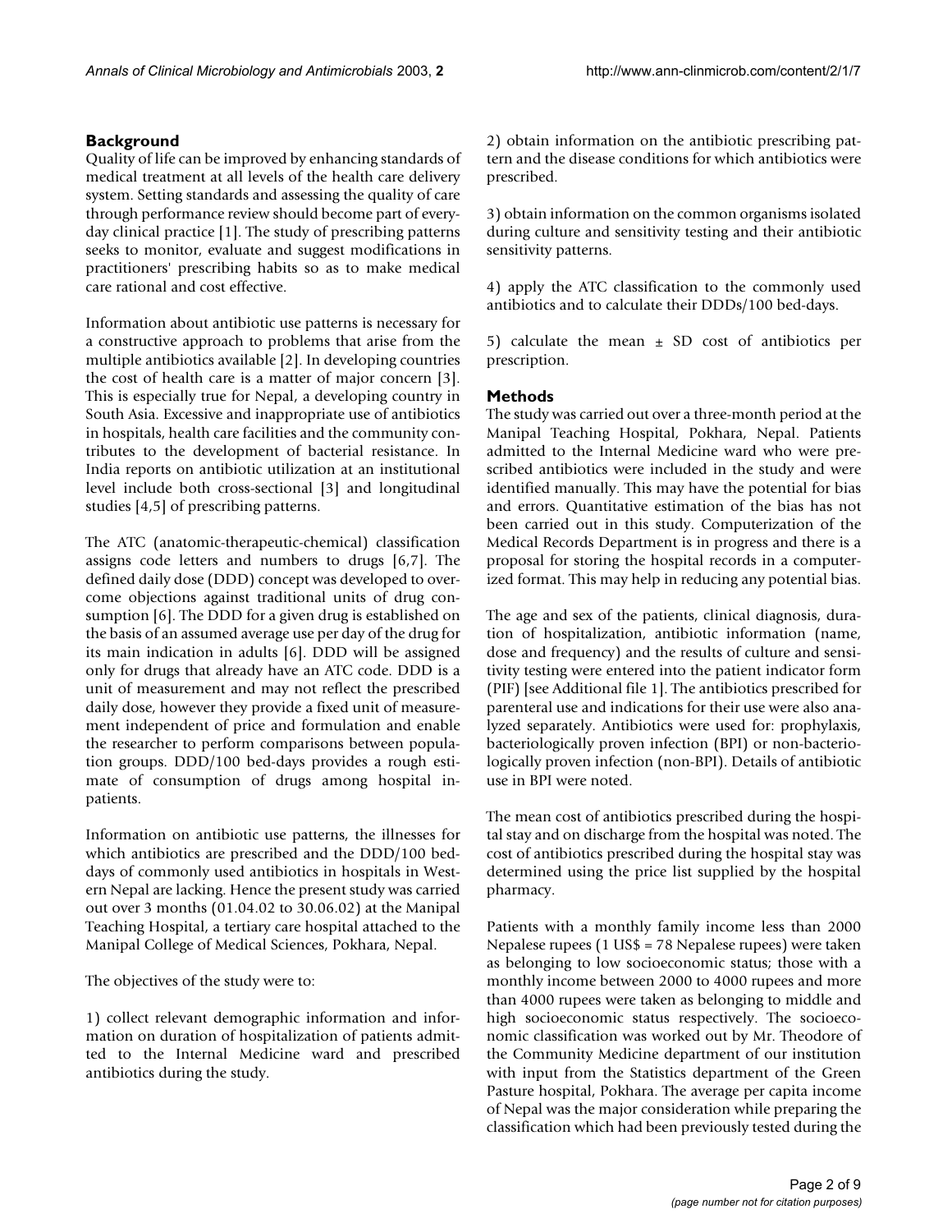## Background

Quality of life can be improved by enhancing standards of medical treatment at all levels of the health care delivery system. Setting standards and assessing the quality of care through performance review should become part of everyday clinical practice [1]. The study of prescribing patterns seeks to monitor, evaluate and suggest modifications in practitioners' prescribing habits so as to make medical care rational and cost effective.

Information about antibiotic use patterns is necessary for a constructive approach to problems that arise from the multiple antibiotics available [2]. In developing countries the cost of health care is a matter of major concern [3]. This is especially true for Nepal, a developing country in South Asia. Excessive and inappropriate use of antibiotics in hospitals, health care facilities and the community contributes to the development of bacterial resistance. In India reports on antibiotic utilization at an institutional level include both cross-sectional [3] and longitudinal studies [4,5] of prescribing patterns.

The ATC (anatomic-therapeutic-chemical) classification assigns code letters and numbers to drugs [6,7]. The defined daily dose (DDD) concept was developed to overcome objections against traditional units of drug consumption [6]. The DDD for a given drug is established on the basis of an assumed average use per day of the drug for its main indication in adults [6]. DDD will be assigned only for drugs that already have an ATC code. DDD is a unit of measurement and may not reflect the prescribed daily dose, however they provide a fixed unit of measurement independent of price and formulation and enable the researcher to perform comparisons between population groups. DDD/100 bed-days provides a rough estimate of consumption of drugs among hospital in-patients.

Information on antibiotic use patterns, the illnesses for which antibiotics are prescribed and the DDD/100 bed-days of commonly used antibiotics in hospitals in Western Nepal are lacking. Hence the present study was carried out over 3 months (01.04.02 to 30.06.02) at the Manipal Teaching Hospital, a tertiary care hospital attached to the Manipal College of Medical Sciences, Pokhara, Nepal.

The objectives of the study were to:

1) collect relevant demographic information and information on duration of hospitalization of patients admitted to the Internal Medicine ward and prescribed antibiotics during the study.

2) obtain information on the antibiotic prescribing pattern and the disease conditions for which antibiotics were prescribed.

3) obtain information on the common organisms isolated during culture and sensitivity testing and their antibiotic sensitivity patterns.

4) apply the ATC classification to the commonly used antibiotics and to calculate their DDDs/100 bed-days.

5) calculate the mean ± SD cost of antibiotics per prescription.

## Methods

The study was carried out over a three-month period at the Manipal Teaching Hospital, Pokhara, Nepal. Patients admitted to the Internal Medicine ward who were prescribed antibiotics were included in the study and were identified manually. This may have the potential for bias and errors. Quantitative estimation of the bias has not been carried out in this study. Computerization of the Medical Records Department is in progress and there is a proposal for storing the hospital records in a computerized format. This may help in reducing any potential bias.

The age and sex of the patients, clinical diagnosis, duration of hospitalization, antibiotic information (name, dose and frequency) and the results of culture and sensitivity testing were entered into the patient indicator form (PIF) [see Additional file 1]. The antibiotics prescribed for parenteral use and indications for their use were also analyzed separately. Antibiotics were used for: prophylaxis, bacteriologically proven infection (BPI) or non-bacteriologically proven infection (non-BPI). Details of antibiotic use in BPI were noted.

The mean cost of antibiotics prescribed during the hospital stay and on discharge from the hospital was noted. The cost of antibiotics prescribed during the hospital stay was determined using the price list supplied by the hospital pharmacy.

Patients with a monthly family income less than 2000 Nepalese rupees (1 US$ = 78 Nepalese rupees) were taken as belonging to low socioeconomic status; those with a monthly income between 2000 to 4000 rupees and more than 4000 rupees were taken as belonging to middle and high socioeconomic status respectively. The socioeconomic classification was worked out by Mr. Theodore of the Community Medicine department of our institution with input from the Statistics department of the Green Pasture hospital, Pokhara. The average per capita income of Nepal was the major consideration while preparing the classification which had been previously tested during the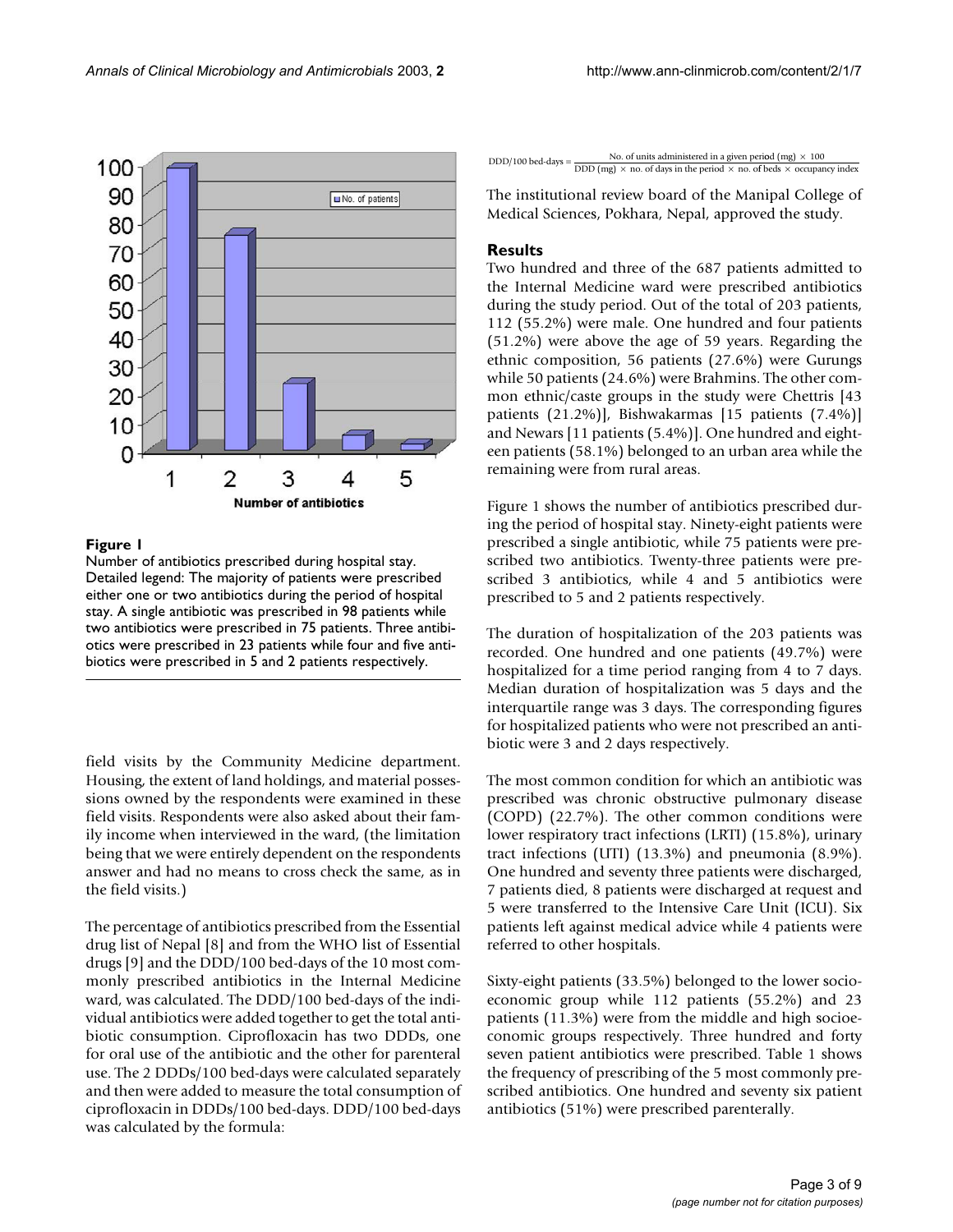**Figure 1**

Number of antibiotics prescribed during hospital stay. Detailed legend: The majority of patients were prescribed either one or two antibiotics during the period of hospital stay. A single antibiotic was prescribed in 98 patients while two antibiotics were prescribed in 75 patients. Three antibiotics were prescribed in 23 patients while four and five antibiotics were prescribed in 5 and 2 patients respectively.

field visits by the Community Medicine department. Housing, the extent of land holdings, and material possessions owned by the respondents were examined in these field visits. Respondents were also asked about their family income when interviewed in the ward, (the limitation being that we were entirely dependent on the respondents answer and had no means to cross check the same, as in the field visits.)

The percentage of antibiotics prescribed from the Essential drug list of Nepal [8] and from the WHO list of Essential drugs [9] and the DDD/100 bed-days of the 10 most commonly prescribed antibiotics in the Internal Medicine ward, was calculated. The DDD/100 bed-days of the individual antibiotics were added together to get the total antibiotic consumption. Ciprofloxacin has two DDDs, one for oral use of the antibiotic and the other for parenteral use. The 2 DDDs/100 bed-days were calculated separately and then were added to measure the total consumption of ciprofloxacin in DDDs/100 bed-days. DDD/100 bed-days was calculated by the formula:

$$\text{DDD/100 bed-days} = \frac{\text{No. of units administered in a given period (mg)} \times 100}{\text{DDD (mg)} \times \text{no. of days in the period} \times \text{no. of beds} \times \text{occupancy index}}$$

The institutional review board of the Manipal College of Medical Sciences, Pokhara, Nepal, approved the study.

## Results

Two hundred and three of the 687 patients admitted to the Internal Medicine ward were prescribed antibiotics during the study period. Out of the total of 203 patients, 112 (55.2%) were male. One hundred and four patients (51.2%) were above the age of 59 years. Regarding the ethnic composition, 56 patients (27.6%) were Gurungs while 50 patients (24.6%) were Brahmins. The other common ethnic/caste groups in the study were Chettris [43 patients (21.2%)], Bishwakarmas [15 patients (7.4%)] and Newars [11 patients (5.4%)]. One hundred and eighteen patients (58.1%) belonged to an urban area while the remaining were from rural areas.

Figure 1 shows the number of antibiotics prescribed during the period of hospital stay. Ninety-eight patients were prescribed a single antibiotic, while 75 patients were prescribed two antibiotics. Twenty-three patients were prescribed 3 antibiotics, while 4 and 5 antibiotics were prescribed to 5 and 2 patients respectively.

The duration of hospitalization of the 203 patients was recorded. One hundred and one patients (49.7%) were hospitalized for a time period ranging from 4 to 7 days. Median duration of hospitalization was 5 days and the interquartile range was 3 days. The corresponding figures for hospitalized patients who were not prescribed an antibiotic were 3 and 2 days respectively.

The most common condition for which an antibiotic was prescribed was chronic obstructive pulmonary disease (COPD) (22.7%). The other common conditions were lower respiratory tract infections (LRTI) (15.8%), urinary tract infections (UTI) (13.3%) and pneumonia (8.9%). One hundred and seventy three patients were discharged, 7 patients died, 8 patients were discharged at request and 5 were transferred to the Intensive Care Unit (ICU). Six patients left against medical advice while 4 patients were referred to other hospitals.

Sixty-eight patients (33.5%) belonged to the lower socioeconomic group while 112 patients (55.2%) and 23 patients (11.3%) were from the middle and high socioeconomic groups respectively. Three hundred and forty seven patient antibiotics were prescribed. Table 1 shows the frequency of prescribing of the 5 most commonly prescribed antibiotics. One hundred and seventy six patient antibiotics (51%) were prescribed parenterally.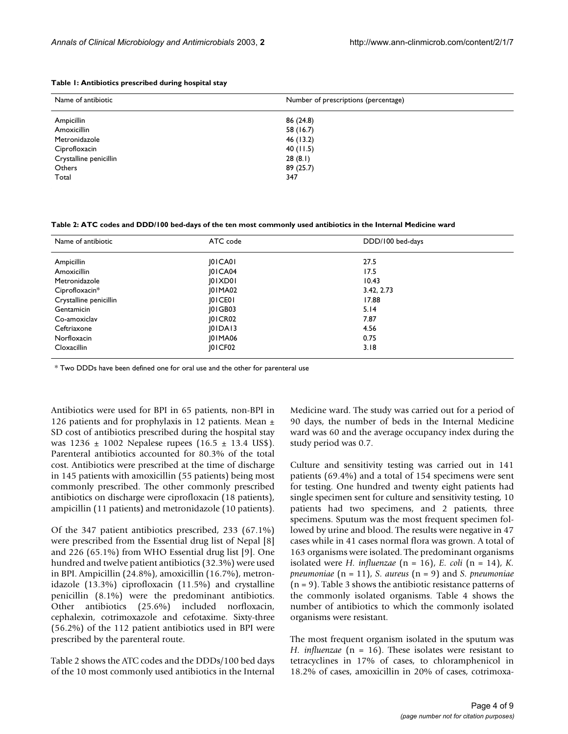**Table 1: Antibiotics prescribed during hospital stay**

| Name of antibiotic | Number of prescriptions (percentage) |
| --- | --- |
| Ampicillin | 86 (24.8) |
| Amoxicillin | 58 (16.7) |
| Metronidazole | 46 (13.2) |
| Ciprofloxacin | 40 (11.5) |
| Crystalline penicillin | 28 (8.1) |
| Others | 89 (25.7) |
| Total | 347 |

**Table 2: ATC codes and DDD/100 bed-days of the ten most commonly used antibiotics in the Internal Medicine ward**

| Name of antibiotic | ATC code | DDD/100 bed-days |
| --- | --- | --- |
| Ampicillin | J01CA01 | 27.5 |
| Amoxicillin | J01CA04 | 17.5 |
| Metronidazole | J01XD01 | 10.43 |
| Ciprofloxacin* | J01MA02 | 3.42, 2.73 |
| Crystalline penicillin | J01CE01 | 17.88 |
| Gentamicin | J01GB03 | 5.14 |
| Co-amoxiclav | J01CR02 | 7.87 |
| Ceftriaxone | J01DA13 | 4.56 |
| Norfloxacin | J01MA06 | 0.75 |
| Cloxacillin | J01CF02 | 3.18 |

* Two DDDs have been defined one for oral use and the other for parenteral use

Antibiotics were used for BPI in 65 patients, non-BPI in 126 patients and for prophylaxis in 12 patients. Mean ± SD cost of antibiotics prescribed during the hospital stay was 1236 ± 1002 Nepalese rupees (16.5 ± 13.4 US$). Parenteral antibiotics accounted for 80.3% of the total cost. Antibiotics were prescribed at the time of discharge in 145 patients with amoxicillin (55 patients) being most commonly prescribed. The other commonly prescribed antibiotics on discharge were ciprofloxacin (18 patients), ampicillin (11 patients) and metronidazole (10 patients).

Of the 347 patient antibiotics prescribed, 233 (67.1%) were prescribed from the Essential drug list of Nepal [8] and 226 (65.1%) from WHO Essential drug list [9]. One hundred and twelve patient antibiotics (32.3%) were used in BPI. Ampicillin (24.8%), amoxicillin (16.7%), metronidazole (13.3%) ciprofloxacin (11.5%) and crystalline penicillin (8.1%) were the predominant antibiotics. Other antibiotics (25.6%) included norfloxacin, cephalexin, cotrimoxazole and cefotaxime. Sixty-three (56.2%) of the 112 patient antibiotics used in BPI were prescribed by the parenteral route.

Table 2 shows the ATC codes and the DDDs/100 bed days of the 10 most commonly used antibiotics in the Internal Medicine ward. The study was carried out for a period of 90 days, the number of beds in the Internal Medicine ward was 60 and the average occupancy index during the study period was 0.7.

Culture and sensitivity testing was carried out in 141 patients (69.4%) and a total of 154 specimens were sent for testing. One hundred and twenty eight patients had single specimen sent for culture and sensitivity testing, 10 patients had two specimens, and 2 patients, three specimens. Sputum was the most frequent specimen followed by urine and blood. The results were negative in 47 cases while in 41 cases normal flora was grown. A total of 163 organisms were isolated. The predominant organisms isolated were *H. influenzae* (n = 16), *E. coli* (n = 14), *K. pneumoniae* (n = 11), *S. aureus* (n = 9) and *S. pneumoniae* (n = 9). Table 3 shows the antibiotic resistance patterns of the commonly isolated organisms. Table 4 shows the number of antibiotics to which the commonly isolated organisms were resistant.

The most frequent organism isolated in the sputum was *H. influenzae* (n = 16). These isolates were resistant to tetracyclines in 17% of cases, to chloramphenicol in 18.2% of cases, amoxicillin in 20% of cases, cotrimoxa-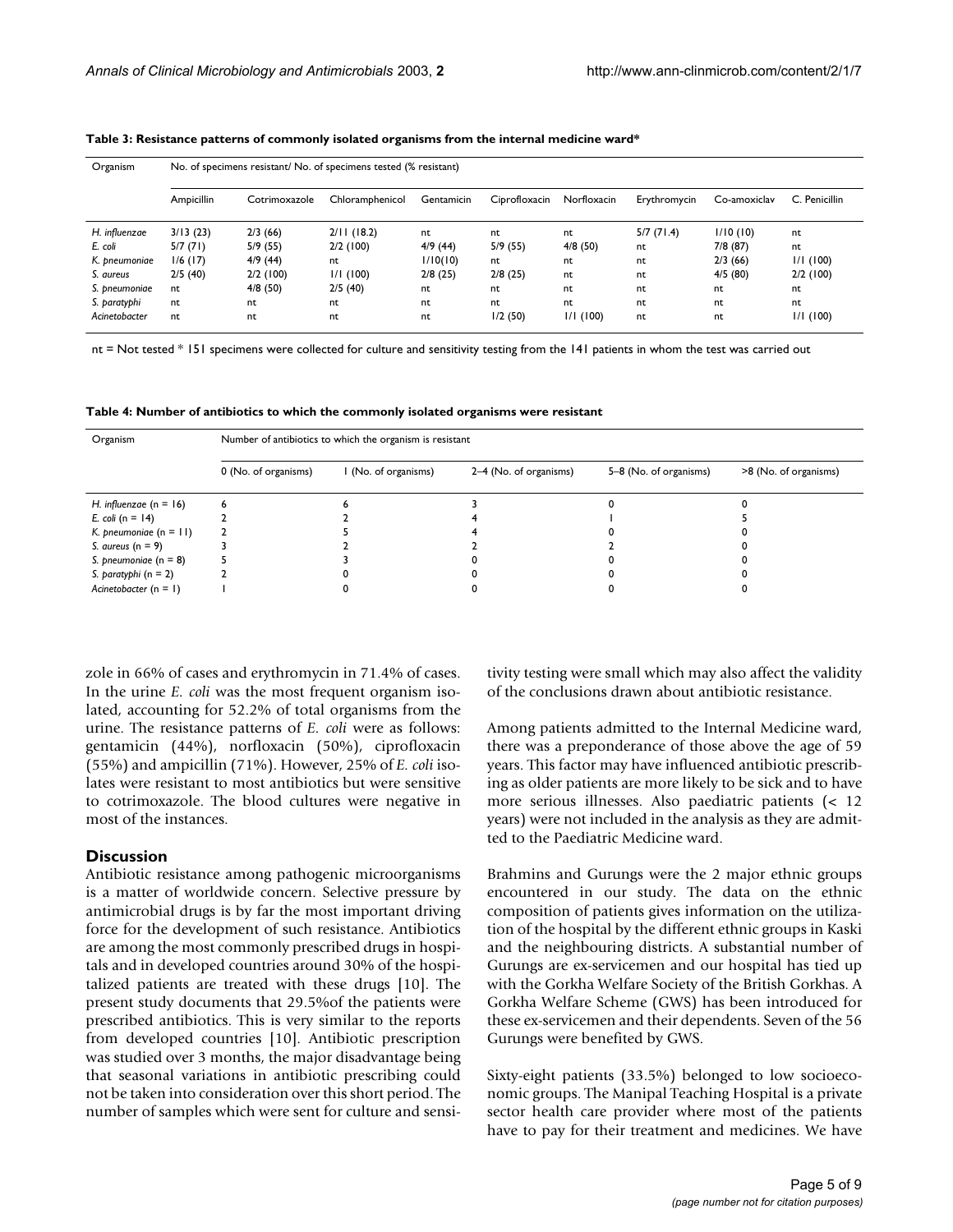**Table 3: Resistance patterns of commonly isolated organisms from the internal medicine ward***

| Organism | No. of specimens resistant/ No. of specimens tested (% resistant) | | | | | | | | |
|---|---|---|---|---|---|---|---|---|---|
| | Ampicillin | Cotrimoxazole | Chloramphenicol | Gentamicin | Ciprofloxacin | Norfloxacin | Erythromycin | Co-amoxiclav | C. Penicillin |
| *H. influenzae* | 3/13 (23) | 2/3 (66) | 2/11 (18.2) | nt | nt | nt | 5/7 (71.4) | 1/10 (10) | nt |
| *E. coli* | 5/7 (71) | 5/9 (55) | 2/2 (100) | 4/9 (44) | 5/9 (55) | 4/8 (50) | nt | 7/8 (87) | nt |
| *K. pneumoniae* | 1/6 (17) | 4/9 (44) | nt | 1/10(10) | nt | nt | nt | 2/3 (66) | 1/1 (100) |
| *S. aureus* | 2/5 (40) | 2/2 (100) | 1/1 (100) | 2/8 (25) | 2/8 (25) | nt | nt | 4/5 (80) | 2/2 (100) |
| *S. pneumoniae* | nt | 4/8 (50) | 2/5 (40) | nt | nt | nt | nt | nt | nt |
| *S. paratyphi* | nt | nt | nt | nt | nt | nt | nt | nt | nt |
| *Acinetobacter* | nt | nt | nt | nt | 1/2 (50) | 1/1 (100) | nt | nt | 1/1 (100) |

nt = Not tested * 151 specimens were collected for culture and sensitivity testing from the 141 patients in whom the test was carried out

**Table 4: Number of antibiotics to which the commonly isolated organisms were resistant**

| Organism | Number of antibiotics to which the organism is resistant | | | | |
|---|---|---|---|---|---|
| | 0 (No. of organisms) | 1 (No. of organisms) | 2–4 (No. of organisms) | 5–8 (No. of organisms) | >8 (No. of organisms) |
| *H. influenzae* (n = 16) | 6 | 6 | 3 | 0 | 0 |
| *E. coli* (n = 14) | 2 | 2 | 4 | 1 | 5 |
| *K. pneumoniae* (n = 11) | 2 | 5 | 4 | 0 | 0 |
| *S. aureus* (n = 9) | 3 | 2 | 2 | 2 | 0 |
| *S. pneumoniae* (n = 8) | 5 | 3 | 0 | 0 | 0 |
| *S. paratyphi* (n = 2) | 2 | 0 | 0 | 0 | 0 |
| *Acinetobacter* (n = 1) | 1 | 0 | 0 | 0 | 0 |

zole in 66% of cases and erythromycin in 71.4% of cases. In the urine *E. coli* was the most frequent organism isolated, accounting for 52.2% of total organisms from the urine. The resistance patterns of *E. coli* were as follows: gentamicin (44%), norfloxacin (50%), ciprofloxacin (55%) and ampicillin (71%). However, 25% of *E. coli* isolates were resistant to most antibiotics but were sensitive to cotrimoxazole. The blood cultures were negative in most of the instances.

## Discussion

Antibiotic resistance among pathogenic microorganisms is a matter of worldwide concern. Selective pressure by antimicrobial drugs is by far the most important driving force for the development of such resistance. Antibiotics are among the most commonly prescribed drugs in hospitals and in developed countries around 30% of the hospitalized patients are treated with these drugs [10]. The present study documents that 29.5%of the patients were prescribed antibiotics. This is very similar to the reports from developed countries [10]. Antibiotic prescription was studied over 3 months, the major disadvantage being that seasonal variations in antibiotic prescribing could not be taken into consideration over this short period. The number of samples which were sent for culture and sensitivity testing were small which may also affect the validity of the conclusions drawn about antibiotic resistance.

Among patients admitted to the Internal Medicine ward, there was a preponderance of those above the age of 59 years. This factor may have influenced antibiotic prescribing as older patients are more likely to be sick and to have more serious illnesses. Also paediatric patients (< 12 years) were not included in the analysis as they are admitted to the Paediatric Medicine ward.

Brahmins and Gurungs were the 2 major ethnic groups encountered in our study. The data on the ethnic composition of patients gives information on the utilization of the hospital by the different ethnic groups in Kaski and the neighbouring districts. A substantial number of Gurungs are ex-servicemen and our hospital has tied up with the Gorkha Welfare Society of the British Gorkhas. A Gorkha Welfare Scheme (GWS) has been introduced for these ex-servicemen and their dependents. Seven of the 56 Gurungs were benefited by GWS.

Sixty-eight patients (33.5%) belonged to low socioeconomic groups. The Manipal Teaching Hospital is a private sector health care provider where most of the patients have to pay for their treatment and medicines. We have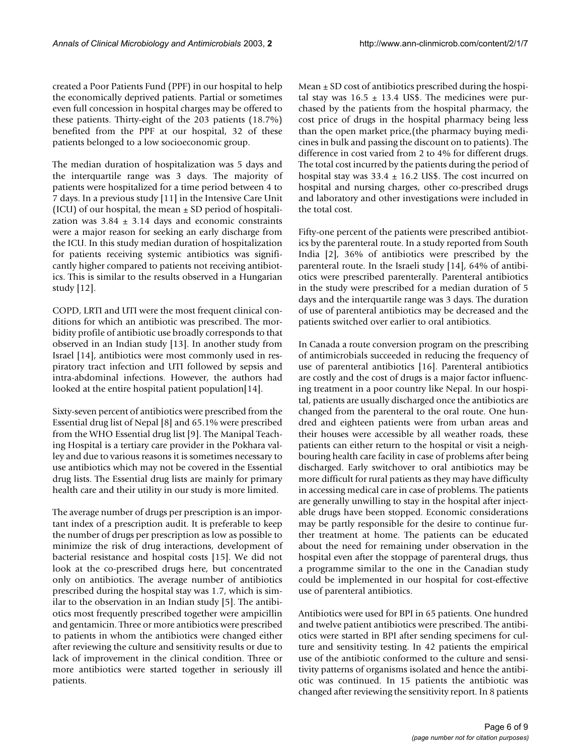created a Poor Patients Fund (PPF) in our hospital to help the economically deprived patients. Partial or sometimes even full concession in hospital charges may be offered to these patients. Thirty-eight of the 203 patients (18.7%) benefited from the PPF at our hospital, 32 of these patients belonged to a low socioeconomic group.

The median duration of hospitalization was 5 days and the interquartile range was 3 days. The majority of patients were hospitalized for a time period between 4 to 7 days. In a previous study [11] in the Intensive Care Unit (ICU) of our hospital, the mean ± SD period of hospitalization was 3.84 ± 3.14 days and economic constraints were a major reason for seeking an early discharge from the ICU. In this study median duration of hospitalization for patients receiving systemic antibiotics was significantly higher compared to patients not receiving antibiotics. This is similar to the results observed in a Hungarian study [12].

COPD, LRTI and UTI were the most frequent clinical conditions for which an antibiotic was prescribed. The morbidity profile of antibiotic use broadly corresponds to that observed in an Indian study [13]. In another study from Israel [14], antibiotics were most commonly used in respiratory tract infection and UTI followed by sepsis and intra-abdominal infections. However, the authors had looked at the entire hospital patient population[14].

Sixty-seven percent of antibiotics were prescribed from the Essential drug list of Nepal [8] and 65.1% were prescribed from the WHO Essential drug list [9]. The Manipal Teaching Hospital is a tertiary care provider in the Pokhara valley and due to various reasons it is sometimes necessary to use antibiotics which may not be covered in the Essential drug lists. The Essential drug lists are mainly for primary health care and their utility in our study is more limited.

The average number of drugs per prescription is an important index of a prescription audit. It is preferable to keep the number of drugs per prescription as low as possible to minimize the risk of drug interactions, development of bacterial resistance and hospital costs [15]. We did not look at the co-prescribed drugs here, but concentrated only on antibiotics. The average number of antibiotics prescribed during the hospital stay was 1.7, which is similar to the observation in an Indian study [5]. The antibiotics most frequently prescribed together were ampicillin and gentamicin. Three or more antibiotics were prescribed to patients in whom the antibiotics were changed either after reviewing the culture and sensitivity results or due to lack of improvement in the clinical condition. Three or more antibiotics were started together in seriously ill patients.

Mean ± SD cost of antibiotics prescribed during the hospital stay was 16.5 ± 13.4 US$. The medicines were purchased by the patients from the hospital pharmacy, the cost price of drugs in the hospital pharmacy being less than the open market price,(the pharmacy buying medicines in bulk and passing the discount on to patients). The difference in cost varied from 2 to 4% for different drugs. The total cost incurred by the patients during the period of hospital stay was 33.4 ± 16.2 US$. The cost incurred on hospital and nursing charges, other co-prescribed drugs and laboratory and other investigations were included in the total cost.

Fifty-one percent of the patients were prescribed antibiotics by the parenteral route. In a study reported from South India [2], 36% of antibiotics were prescribed by the parenteral route. In the Israeli study [14], 64% of antibiotics were prescribed parenterally. Parenteral antibiotics in the study were prescribed for a median duration of 5 days and the interquartile range was 3 days. The duration of use of parenteral antibiotics may be decreased and the patients switched over earlier to oral antibiotics.

In Canada a route conversion program on the prescribing of antimicrobials succeeded in reducing the frequency of use of parenteral antibiotics [16]. Parenteral antibiotics are costly and the cost of drugs is a major factor influencing treatment in a poor country like Nepal. In our hospital, patients are usually discharged once the antibiotics are changed from the parenteral to the oral route. One hundred and eighteen patients were from urban areas and their houses were accessible by all weather roads, these patients can either return to the hospital or visit a neighbouring health care facility in case of problems after being discharged. Early switchover to oral antibiotics may be more difficult for rural patients as they may have difficulty in accessing medical care in case of problems. The patients are generally unwilling to stay in the hospital after injectable drugs have been stopped. Economic considerations may be partly responsible for the desire to continue further treatment at home. The patients can be educated about the need for remaining under observation in the hospital even after the stoppage of parenteral drugs, thus a programme similar to the one in the Canadian study could be implemented in our hospital for cost-effective use of parenteral antibiotics.

Antibiotics were used for BPI in 65 patients. One hundred and twelve patient antibiotics were prescribed. The antibiotics were started in BPI after sending specimens for culture and sensitivity testing. In 42 patients the empirical use of the antibiotic conformed to the culture and sensitivity patterns of organisms isolated and hence the antibiotic was continued. In 15 patients the antibiotic was changed after reviewing the sensitivity report. In 8 patients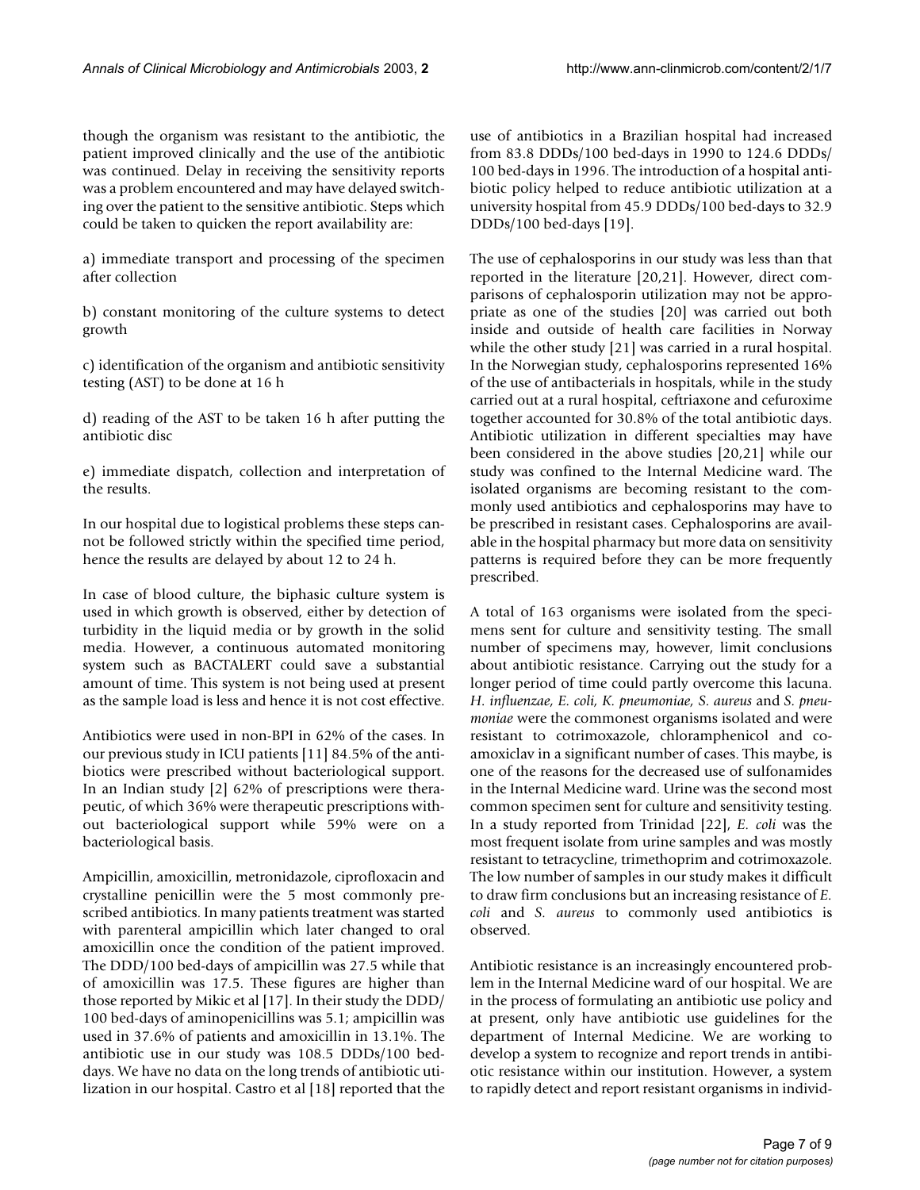though the organism was resistant to the antibiotic, the patient improved clinically and the use of the antibiotic was continued. Delay in receiving the sensitivity reports was a problem encountered and may have delayed switching over the patient to the sensitive antibiotic. Steps which could be taken to quicken the report availability are:

a) immediate transport and processing of the specimen after collection

b) constant monitoring of the culture systems to detect growth

c) identification of the organism and antibiotic sensitivity testing (AST) to be done at 16 h

d) reading of the AST to be taken 16 h after putting the antibiotic disc

e) immediate dispatch, collection and interpretation of the results.

In our hospital due to logistical problems these steps cannot be followed strictly within the specified time period, hence the results are delayed by about 12 to 24 h.

In case of blood culture, the biphasic culture system is used in which growth is observed, either by detection of turbidity in the liquid media or by growth in the solid media. However, a continuous automated monitoring system such as BACTALERT could save a substantial amount of time. This system is not being used at present as the sample load is less and hence it is not cost effective.

Antibiotics were used in non-BPI in 62% of the cases. In our previous study in ICU patients [11] 84.5% of the antibiotics were prescribed without bacteriological support. In an Indian study [2] 62% of prescriptions were therapeutic, of which 36% were therapeutic prescriptions without bacteriological support while 59% were on a bacteriological basis.

Ampicillin, amoxicillin, metronidazole, ciprofloxacin and crystalline penicillin were the 5 most commonly prescribed antibiotics. In many patients treatment was started with parenteral ampicillin which later changed to oral amoxicillin once the condition of the patient improved. The DDD/100 bed-days of ampicillin was 27.5 while that of amoxicillin was 17.5. These figures are higher than those reported by Mikic et al [17]. In their study the DDD/100 bed-days of aminopenicillins was 5.1; ampicillin was used in 37.6% of patients and amoxicillin in 13.1%. The antibiotic use in our study was 108.5 DDDs/100 bed-days. We have no data on the long trends of antibiotic utilization in our hospital. Castro et al [18] reported that the use of antibiotics in a Brazilian hospital had increased from 83.8 DDDs/100 bed-days in 1990 to 124.6 DDDs/100 bed-days in 1996. The introduction of a hospital antibiotic policy helped to reduce antibiotic utilization at a university hospital from 45.9 DDDs/100 bed-days to 32.9 DDDs/100 bed-days [19].

The use of cephalosporins in our study was less than that reported in the literature [20,21]. However, direct comparisons of cephalosporin utilization may not be appropriate as one of the studies [20] was carried out both inside and outside of health care facilities in Norway while the other study [21] was carried in a rural hospital. In the Norwegian study, cephalosporins represented 16% of the use of antibacterials in hospitals, while in the study carried out at a rural hospital, ceftriaxone and cefuroxime together accounted for 30.8% of the total antibiotic days. Antibiotic utilization in different specialties may have been considered in the above studies [20,21] while our study was confined to the Internal Medicine ward. The isolated organisms are becoming resistant to the commonly used antibiotics and cephalosporins may have to be prescribed in resistant cases. Cephalosporins are available in the hospital pharmacy but more data on sensitivity patterns is required before they can be more frequently prescribed.

A total of 163 organisms were isolated from the specimens sent for culture and sensitivity testing. The small number of specimens may, however, limit conclusions about antibiotic resistance. Carrying out the study for a longer period of time could partly overcome this lacuna. *H. influenzae, E. coli, K. pneumoniae, S. aureus* and *S. pneumoniae* were the commonest organisms isolated and were resistant to cotrimoxazole, chloramphenicol and co-amoxiclav in a significant number of cases. This maybe, is one of the reasons for the decreased use of sulfonamides in the Internal Medicine ward. Urine was the second most common specimen sent for culture and sensitivity testing. In a study reported from Trinidad [22], *E. coli* was the most frequent isolate from urine samples and was mostly resistant to tetracycline, trimethoprim and cotrimoxazole. The low number of samples in our study makes it difficult to draw firm conclusions but an increasing resistance of *E. coli* and *S. aureus* to commonly used antibiotics is observed.

Antibiotic resistance is an increasingly encountered problem in the Internal Medicine ward of our hospital. We are in the process of formulating an antibiotic use policy and at present, only have antibiotic use guidelines for the department of Internal Medicine. We are working to develop a system to recognize and report trends in antibiotic resistance within our institution. However, a system to rapidly detect and report resistant organisms in individ-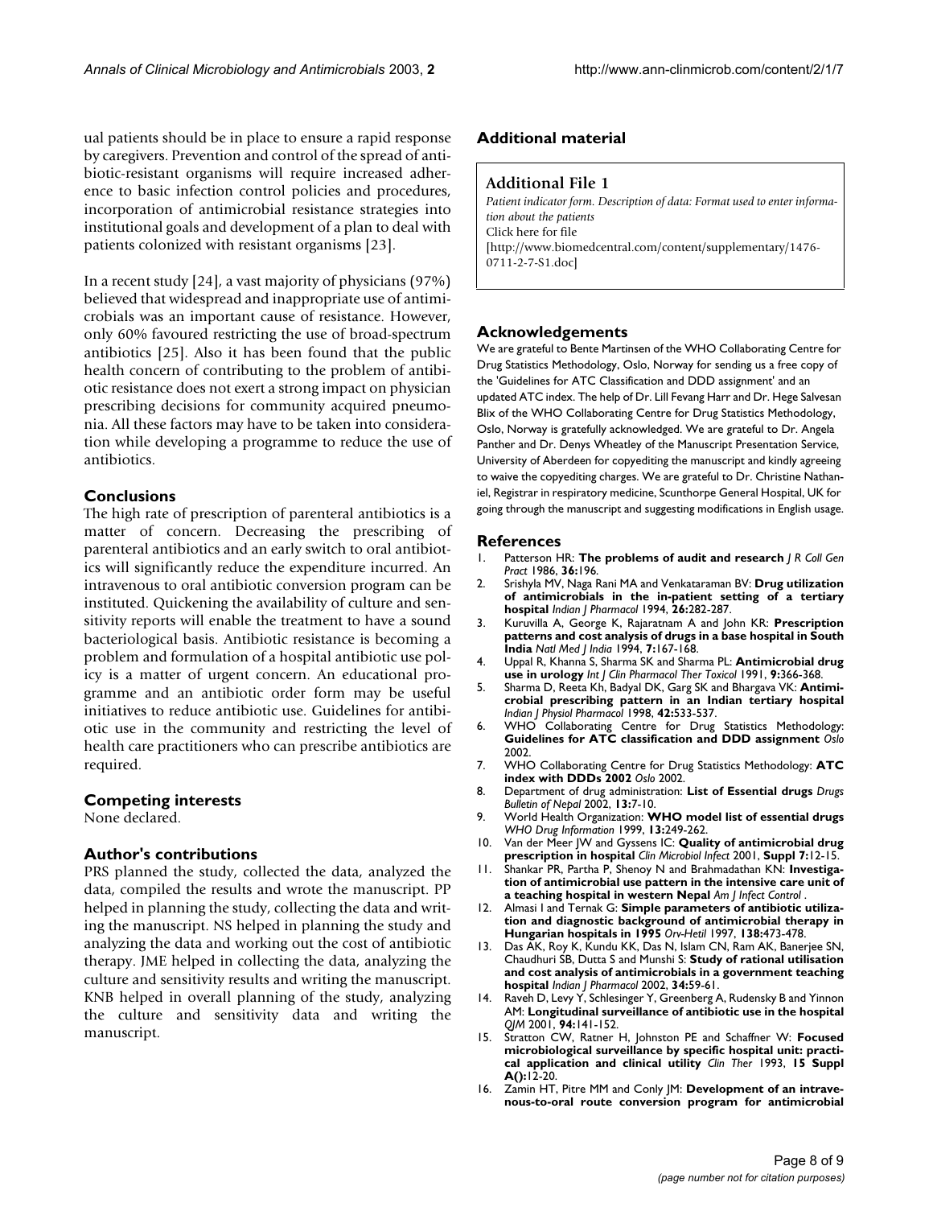ual patients should be in place to ensure a rapid response by caregivers. Prevention and control of the spread of antibiotic-resistant organisms will require increased adherence to basic infection control policies and procedures, incorporation of antimicrobial resistance strategies into institutional goals and development of a plan to deal with patients colonized with resistant organisms [23].

In a recent study [24], a vast majority of physicians (97%) believed that widespread and inappropriate use of antimicrobials was an important cause of resistance. However, only 60% favoured restricting the use of broad-spectrum antibiotics [25]. Also it has been found that the public health concern of contributing to the problem of antibiotic resistance does not exert a strong impact on physician prescribing decisions for community acquired pneumonia. All these factors may have to be taken into consideration while developing a programme to reduce the use of antibiotics.

## Conclusions

The high rate of prescription of parenteral antibiotics is a matter of concern. Decreasing the prescribing of parenteral antibiotics and an early switch to oral antibiotics will significantly reduce the expenditure incurred. An intravenous to oral antibiotic conversion program can be instituted. Quickening the availability of culture and sensitivity reports will enable the treatment to have a sound bacteriological basis. Antibiotic resistance is becoming a problem and formulation of a hospital antibiotic use policy is a matter of urgent concern. An educational programme and an antibiotic order form may be useful initiatives to reduce antibiotic use. Guidelines for antibiotic use in the community and restricting the level of health care practitioners who can prescribe antibiotics are required.

## Competing interests

None declared.

## Author's contributions

PRS planned the study, collected the data, analyzed the data, compiled the results and wrote the manuscript. PP helped in planning the study, collecting the data and writing the manuscript. NS helped in planning the study and analyzing the data and working out the cost of antibiotic therapy. JME helped in collecting the data, analyzing the culture and sensitivity results and writing the manuscript. KNB helped in overall planning of the study, analyzing the culture and sensitivity data and writing the manuscript.

## Additional material

### Additional File 1

*Patient indicator form. Description of data: Format used to enter information about the patients*
Click here for file
[http://www.biomedcentral.com/content/supplementary/1476-0711-2-7-S1.doc]

## Acknowledgements

We are grateful to Bente Martinsen of the WHO Collaborating Centre for Drug Statistics Methodology, Oslo, Norway for sending us a free copy of the 'Guidelines for ATC Classification and DDD assignment' and an updated ATC index. The help of Dr. Lill Fevang Harr and Dr. Hege Salvesan Blix of the WHO Collaborating Centre for Drug Statistics Methodology, Oslo, Norway is gratefully acknowledged. We are grateful to Dr. Angela Panther and Dr. Denys Wheatley of the Manuscript Presentation Service, University of Aberdeen for copyediting the manuscript and kindly agreeing to waive the copyediting charges. We are grateful to Dr. Christine Nathaniel, Registrar in respiratory medicine, Scunthorpe General Hospital, UK for going through the manuscript and suggesting modifications in English usage.

## References

1. Patterson HR: **The problems of audit and research** *J R Coll Gen Pract* 1986, **36:**196.
2. Srishyla MV, Naga Rani MA and Venkataraman BV: **Drug utilization of antimicrobials in the in-patient setting of a tertiary hospital** *Indian J Pharmacol* 1994, **26:**282-287.
3. Kuruvilla A, George K, Rajaratnam A and John KR: **Prescription patterns and cost analysis of drugs in a base hospital in South India** *Natl Med J India* 1994, **7:**167-168.
4. Uppal R, Khanna S, Sharma SK and Sharma PL: **Antimicrobial drug use in urology** *Int J Clin Pharmacol Ther Toxicol* 1991, **9:**366-368.
5. Sharma D, Reeta Kh, Badyal DK, Garg SK and Bhargava VK: **Antimicrobial prescribing pattern in an Indian tertiary hospital** *Indian J Physiol Pharmacol* 1998, **42:**533-537.
6. WHO Collaborating Centre for Drug Statistics Methodology: **Guidelines for ATC classification and DDD assignment** *Oslo* 2002.
7. WHO Collaborating Centre for Drug Statistics Methodology: **ATC index with DDDs 2002** *Oslo* 2002.
8. Department of drug administration: **List of Essential drugs** *Drugs Bulletin of Nepal* 2002, **13:**7-10.
9. World Health Organization: **WHO model list of essential drugs** *WHO Drug Information* 1999, **13:**249-262.
10. Van der Meer JW and Gyssens IC: **Quality of antimicrobial drug prescription in hospital** *Clin Microbiol Infect* 2001, **Suppl 7:**12-15.
11. Shankar PR, Partha P, Shenoy N and Brahmadathan KN: **Investigation of antimicrobial use pattern in the intensive care unit of a teaching hospital in western Nepal** *Am J Infect Control* .
12. Almasi I and Ternak G: **Simple parameters of antibiotic utilization and diagnostic background of antimicrobial therapy in Hungarian hospitals in 1995** *Orv-Hetil* 1997, **138:**473-478.
13. Das AK, Roy K, Kundu KK, Das N, Islam CN, Ram AK, Banerjee SN, Chaudhuri SB, Dutta S and Munshi S: **Study of rational utilisation and cost analysis of antimicrobials in a government teaching hospital** *Indian J Pharmacol* 2002, **34:**59-61.
14. Raveh D, Levy Y, Schlesinger Y, Greenberg A, Rudensky B and Yinnon AM: **Longitudinal surveillance of antibiotic use in the hospital** *QJM* 2001, **94:**141-152.
15. Stratton CW, Ratner H, Johnston PE and Schaffner W: **Focused microbiological surveillance by specific hospital unit: practical application and clinical utility** *Clin Ther* 1993, **15 Suppl A():**12-20.
16. Zamin HT, Pitre MM and Conly JM: **Development of an intravenous-to-oral route conversion program for antimicrobial**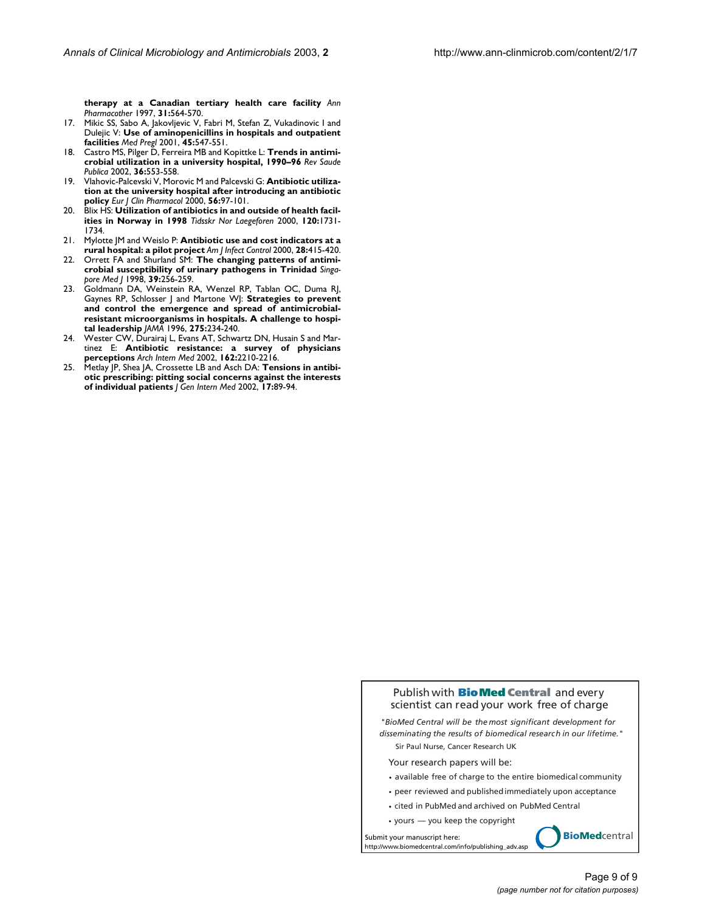**therapy at a Canadian tertiary health care facility** *Ann Pharmacother* 1997, **31:**564-570.

17. Mikic SS, Sabo A, Jakovljevic V, Fabri M, Stefan Z, Vukadinovic I and Dulejic V: **Use of aminopenicillins in hospitals and outpatient facilities** *Med Pregl* 2001, **45:**547-551.
18. Castro MS, Pilger D, Ferreira MB and Kopittke L: **Trends in antimicrobial utilization in a university hospital, 1990–96** *Rev Saude Publica* 2002, **36:**553-558.
19. Vlahovic-Palcevski V, Morovic M and Palcevski G: **Antibiotic utilization at the university hospital after introducing an antibiotic policy** *Eur J Clin Pharmacol* 2000, **56:**97-101.
20. Blix HS: **Utilization of antibiotics in and outside of health facilities in Norway in 1998** *Tidsskr Nor Laegeforen* 2000, **120:**1731-1734.
21. Mylotte JM and Weislo P: **Antibiotic use and cost indicators at a rural hospital: a pilot project** *Am J Infect Control* 2000, **28:**415-420.
22. Orrett FA and Shurland SM: **The changing patterns of antimicrobial susceptibility of urinary pathogens in Trinidad** *Singapore Med J* 1998, **39:**256-259.
23. Goldmann DA, Weinstein RA, Wenzel RP, Tablan OC, Duma RJ, Gaynes RP, Schlosser J and Martone WJ: **Strategies to prevent and control the emergence and spread of antimicrobial-resistant microorganisms in hospitals. A challenge to hospital leadership** *JAMA* 1996, **275:**234-240.
24. Wester CW, Durairaj L, Evans AT, Schwartz DN, Husain S and Martinez E: **Antibiotic resistance: a survey of physicians perceptions** *Arch Intern Med* 2002, **162:**2210-2216.
25. Metlay JP, Shea JA, Crossette LB and Asch DA: **Tensions in antibiotic prescribing: pitting social concerns against the interests of individual patients** *J Gen Intern Med* 2002, **17:**89-94.

Publish with **BioMed Central** and every scientist can read your work free of charge

*"BioMed Central will be the most significant development for disseminating the results of biomedical research in our lifetime."*

Sir Paul Nurse, Cancer Research UK

Your research papers will be:

- available free of charge to the entire biomedical community
- peer reviewed and published immediately upon acceptance
- cited in PubMed and archived on PubMed Central
- yours — you keep the copyright

Submit your manuscript here:
http://www.biomedcentral.com/info/publishing_adv.asp

**BioMed**central